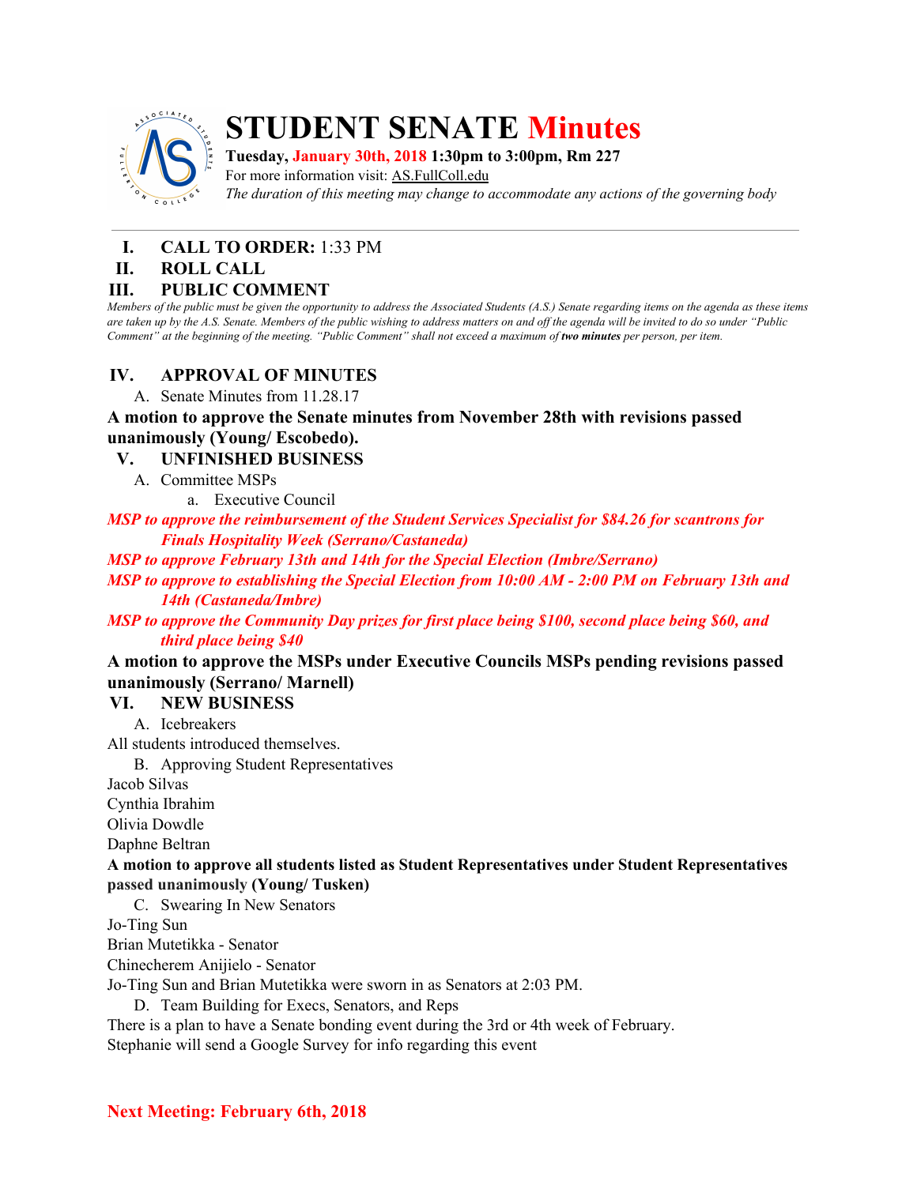# STUDENT SENATE Minutes

**Tuesday, January 30th, 2018 1:30pm to 3:00pm, Rm 227**

For more information visit: AS.FullColl.edu

*The duration of this meeting may change to accommodate any actions of the governing body*

---

## I. CALL TO ORDER: 1:33 PM

## II. ROLL CALL

## III. PUBLIC COMMENT

*Members of the public must be given the opportunity to address the Associated Students (A.S.) Senate regarding items on the agenda as these items are taken up by the A.S. Senate. Members of the public wishing to address matters on and off the agenda will be invited to do so under "Public Comment" at the beginning of the meeting. "Public Comment" shall not exceed a maximum of **two minutes** per person, per item.*

## IV. APPROVAL OF MINUTES

A. Senate Minutes from 11.28.17

**A motion to approve the Senate minutes from November 28th with revisions passed unanimously (Young/ Escobedo).**

## V. UNFINISHED BUSINESS

A. Committee MSPs

a. Executive Council

***MSP to approve the reimbursement of the Student Services Specialist for $84.26 for scantrons for Finals Hospitality Week (Serrano/Castaneda)***

***MSP to approve February 13th and 14th for the Special Election (Imbre/Serrano)***

***MSP to approve to establishing the Special Election from 10:00 AM - 2:00 PM on February 13th and 14th (Castaneda/Imbre)***

***MSP to approve the Community Day prizes for first place being $100, second place being $60, and third place being $40***

**A motion to approve the MSPs under Executive Councils MSPs pending revisions passed unanimously (Serrano/ Marnell)**

## VI. NEW BUSINESS

A. Icebreakers

All students introduced themselves.

B. Approving Student Representatives

Jacob Silvas
Cynthia Ibrahim
Olivia Dowdle
Daphne Beltran

**A motion to approve all students listed as Student Representatives under Student Representatives passed unanimously (Young/ Tusken)**

C. Swearing In New Senators

Jo-Ting Sun
Brian Mutetikka - Senator
Chinecherem Anijielo - Senator

Jo-Ting Sun and Brian Mutetikka were sworn in as Senators at 2:03 PM.

D. Team Building for Execs, Senators, and Reps

There is a plan to have a Senate bonding event during the 3rd or 4th week of February.
Stephanie will send a Google Survey for info regarding this event

**Next Meeting: February 6th, 2018**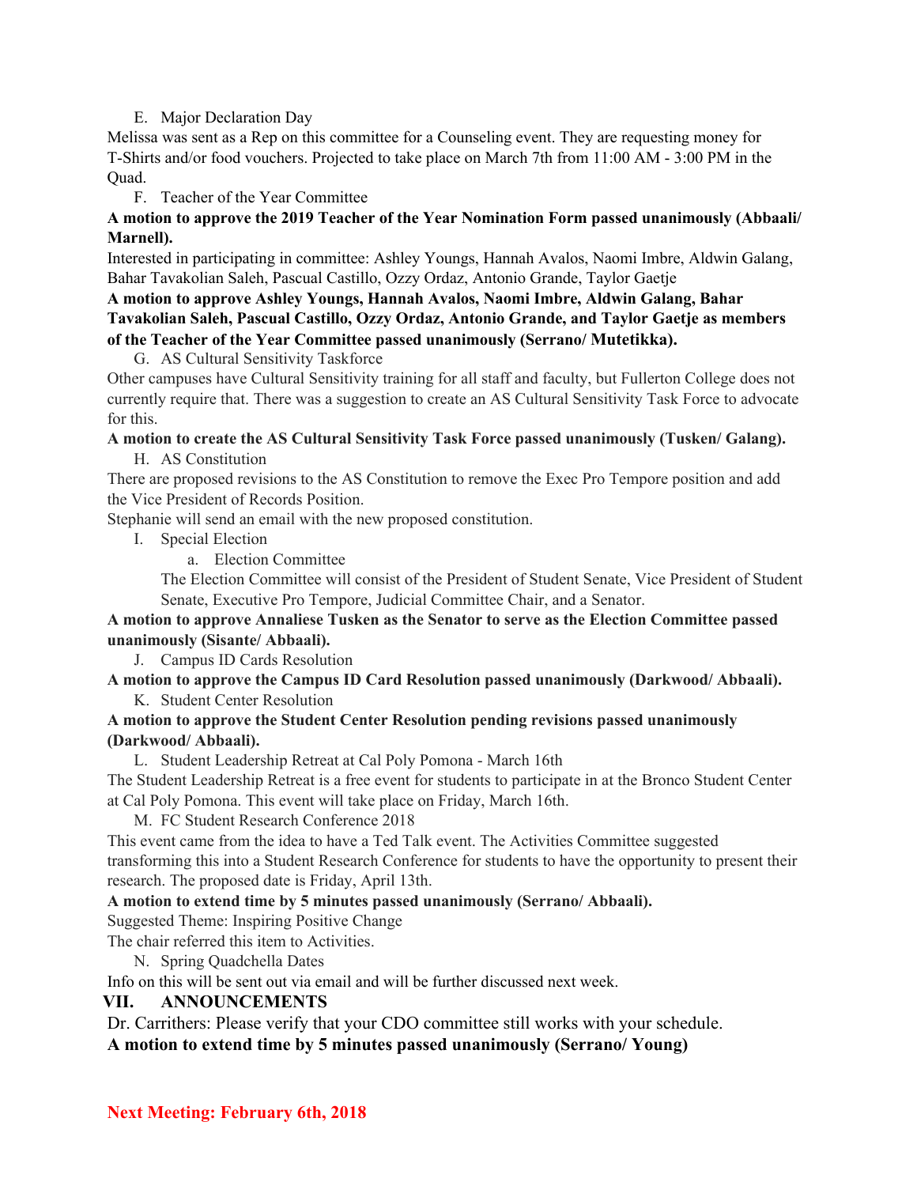E. Major Declaration Day

Melissa was sent as a Rep on this committee for a Counseling event. They are requesting money for T-Shirts and/or food vouchers. Projected to take place on March 7th from 11:00 AM - 3:00 PM in the Quad.

F. Teacher of the Year Committee

**A motion to approve the 2019 Teacher of the Year Nomination Form passed unanimously (Abbaali/ Marnell).**

Interested in participating in committee: Ashley Youngs, Hannah Avalos, Naomi Imbre, Aldwin Galang, Bahar Tavakolian Saleh, Pascual Castillo, Ozzy Ordaz, Antonio Grande, Taylor Gaetje

**A motion to approve Ashley Youngs, Hannah Avalos, Naomi Imbre, Aldwin Galang, Bahar Tavakolian Saleh, Pascual Castillo, Ozzy Ordaz, Antonio Grande, and Taylor Gaetje as members of the Teacher of the Year Committee passed unanimously (Serrano/ Mutetikka).**

G. AS Cultural Sensitivity Taskforce

Other campuses have Cultural Sensitivity training for all staff and faculty, but Fullerton College does not currently require that. There was a suggestion to create an AS Cultural Sensitivity Task Force to advocate for this.

**A motion to create the AS Cultural Sensitivity Task Force passed unanimously (Tusken/ Galang).**

H. AS Constitution

There are proposed revisions to the AS Constitution to remove the Exec Pro Tempore position and add the Vice President of Records Position.

Stephanie will send an email with the new proposed constitution.

I. Special Election

a. Election Committee

The Election Committee will consist of the President of Student Senate, Vice President of Student Senate, Executive Pro Tempore, Judicial Committee Chair, and a Senator.

**A motion to approve Annaliese Tusken as the Senator to serve as the Election Committee passed unanimously (Sisante/ Abbaali).**

J. Campus ID Cards Resolution

**A motion to approve the Campus ID Card Resolution passed unanimously (Darkwood/ Abbaali).**

K. Student Center Resolution

**A motion to approve the Student Center Resolution pending revisions passed unanimously (Darkwood/ Abbaali).**

L. Student Leadership Retreat at Cal Poly Pomona - March 16th

The Student Leadership Retreat is a free event for students to participate in at the Bronco Student Center at Cal Poly Pomona. This event will take place on Friday, March 16th.

M. FC Student Research Conference 2018

This event came from the idea to have a Ted Talk event. The Activities Committee suggested transforming this into a Student Research Conference for students to have the opportunity to present their research. The proposed date is Friday, April 13th.

**A motion to extend time by 5 minutes passed unanimously (Serrano/ Abbaali).**

Suggested Theme: Inspiring Positive Change

The chair referred this item to Activities.

N. Spring Quadchella Dates

Info on this will be sent out via email and will be further discussed next week.

## VII. ANNOUNCEMENTS

Dr. Carrithers: Please verify that your CDO committee still works with your schedule.

**A motion to extend time by 5 minutes passed unanimously (Serrano/ Young)**

**Next Meeting: February 6th, 2018**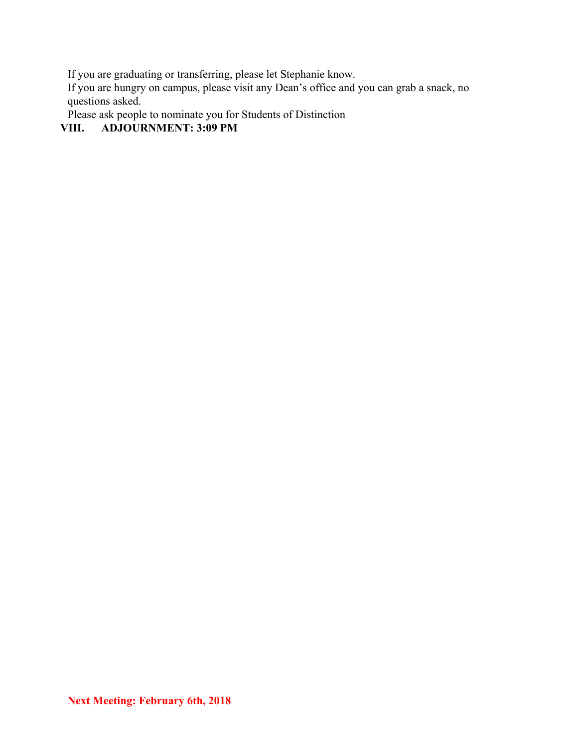If you are graduating or transferring, please let Stephanie know.

If you are hungry on campus, please visit any Dean's office and you can grab a snack, no questions asked.

Please ask people to nominate you for Students of Distinction

## VIII. ADJOURNMENT: 3:09 PM

**Next Meeting: February 6th, 2018**